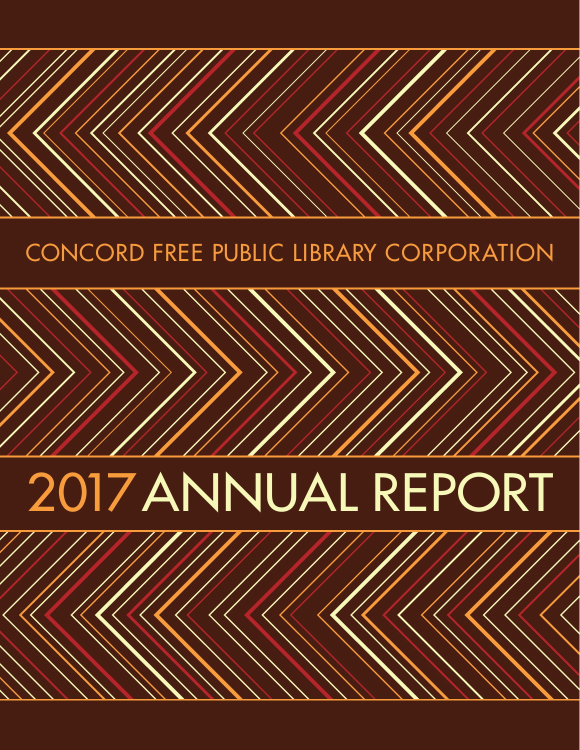CONCORD FREE PUBLIC LIBRARY CORPORATION

# 2017 ANNUAL REPORT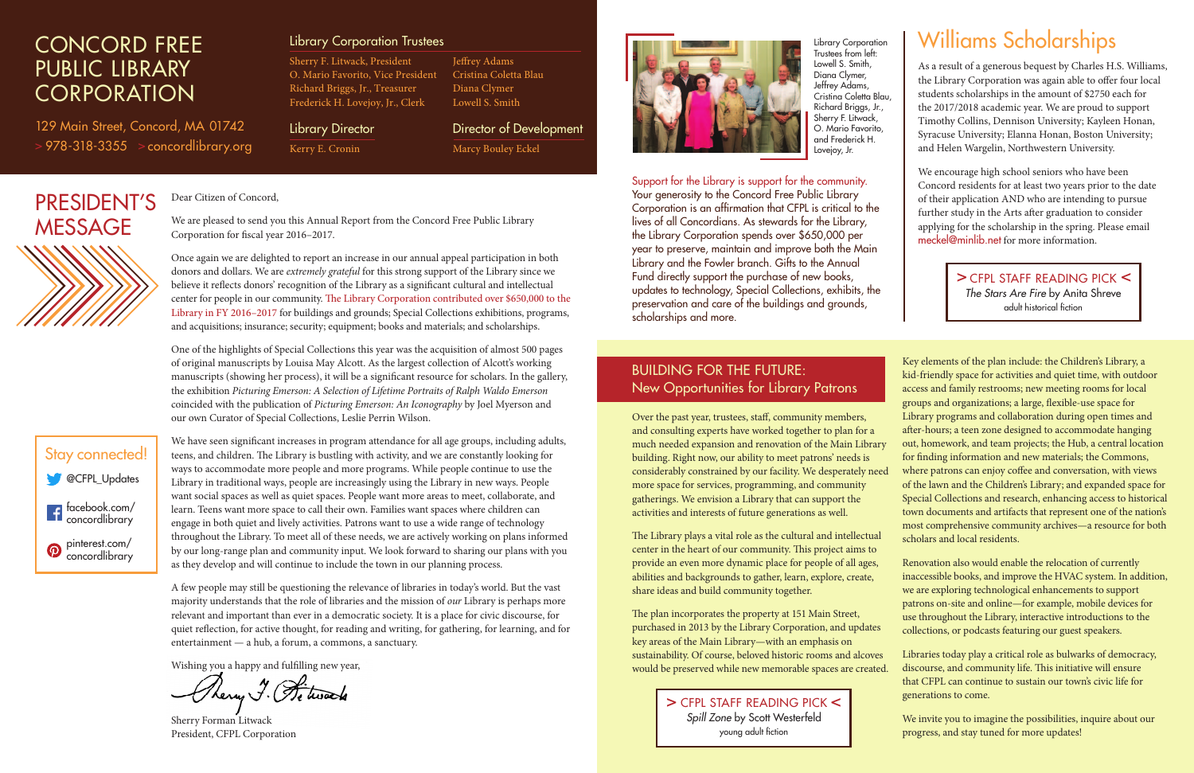# CONCORD FREE PUBLIC LIBRARY CORPORATION

129 Main Street, Concord, MA 01742
> 978-318-3355 > concordlibrary.org

## Library Corporation Trustees

Sherry F. Litwack, President
O. Mario Favorito, Vice President
Richard Briggs, Jr., Treasurer
Frederick H. Lovejoy, Jr., Clerk
Jeffrey Adams
Cristina Coletta Blau
Diana Clymer
Lowell S. Smith

## Library Director

Kerry E. Cronin

## Director of Development

Marcy Bouley Eckel

# PRESIDENT'S MESSAGE

Dear Citizen of Concord,

We are pleased to send you this Annual Report from the Concord Free Public Library Corporation for fiscal year 2016–2017.

Once again we are delighted to report an increase in our annual appeal participation in both donors and dollars. We are *extremely grateful* for this strong support of the Library since we believe it reflects donors' recognition of the Library as a significant cultural and intellectual center for people in our community. The Library Corporation contributed over $650,000 to the Library in FY 2016–2017 for buildings and grounds; Special Collections exhibitions, programs, and acquisitions; insurance; security; equipment; books and materials; and scholarships.

One of the highlights of Special Collections this year was the acquisition of almost 500 pages of original manuscripts by Louisa May Alcott. As the largest collection of Alcott's working manuscripts (showing her process), it will be a significant resource for scholars. In the gallery, the exhibition *Picturing Emerson: A Selection of Lifetime Portraits of Ralph Waldo Emerson* coincided with the publication of *Picturing Emerson: An Iconography* by Joel Myerson and our own Curator of Special Collections, Leslie Perrin Wilson.

We have seen significant increases in program attendance for all age groups, including adults, teens, and children. The Library is bustling with activity, and we are constantly looking for ways to accommodate more people and more programs. While people continue to use the Library in traditional ways, people are increasingly using the Library in new ways. People want social spaces as well as quiet spaces. People want more areas to meet, collaborate, and learn. Teens want more space to call their own. Families want spaces where children can engage in both quiet and lively activities. Patrons want to use a wide range of technology throughout the Library. To meet all of these needs, we are actively working on plans informed by our long-range plan and community input. We look forward to sharing our plans with you as they develop and will continue to include the town in our planning process.

A few people may still be questioning the relevance of libraries in today's world. But the vast majority understands that the role of libraries and the mission of *our* Library is perhaps more relevant and important than ever in a democratic society. It is a place for civic discourse, for quiet reflection, for active thought, for reading and writing, for gathering, for learning, and for entertainment — a hub, a forum, a commons, a sanctuary.

Wishing you a happy and fulfilling new year,

Sherry Forman Litwack
President, CFPL Corporation

## Stay connected!

@CFPL_Updates
facebook.com/concordlibrary
pinterest.com/concordlibrary

Library Corporation Trustees from left: Lowell S. Smith, Diana Clymer, Jeffrey Adams, Cristina Coletta Blau, Richard Briggs, Jr., Sherry F. Litwack, O. Mario Favorito, and Frederick H. Lovejoy, Jr.

Support for the Library is support for the community. Your generosity to the Concord Free Public Library Corporation is an affirmation that CFPL is critical to the lives of all Concordians. As stewards for the Library, the Library Corporation spends over $650,000 per year to preserve, maintain and improve both the Main Library and the Fowler branch. Gifts to the Annual Fund directly support the purchase of new books, updates to technology, Special Collections, exhibits, the preservation and care of the buildings and grounds, scholarships and more.

# Williams Scholarships

As a result of a generous bequest by Charles H.S. Williams, the Library Corporation was again able to offer four local students scholarships in the amount of $2750 each for the 2017/2018 academic year. We are proud to support Timothy Collins, Dennison University; Kayleen Honan, Syracuse University; Elanna Honan, Boston University; and Helen Wargelin, Northwestern University.

We encourage high school seniors who have been Concord residents for at least two years prior to the date of their application AND who are intending to pursue further study in the Arts after graduation to consider applying for the scholarship in the spring. Please email meckel@minlib.net for more information.

> CFPL STAFF READING PICK <
*The Stars Are Fire* by Anita Shreve
adult historical fiction

## BUILDING FOR THE FUTURE: New Opportunities for Library Patrons

Over the past year, trustees, staff, community members, and consulting experts have worked together to plan for a much needed expansion and renovation of the Main Library building. Right now, our ability to meet patrons' needs is considerably constrained by our facility. We desperately need more space for services, programming, and community gatherings. We envision a Library that can support the activities and interests of future generations as well.

The Library plays a vital role as the cultural and intellectual center in the heart of our community. This project aims to provide an even more dynamic place for people of all ages, abilities and backgrounds to gather, learn, explore, create, share ideas and build community together.

The plan incorporates the property at 151 Main Street, purchased in 2013 by the Library Corporation, and updates key areas of the Main Library—with an emphasis on sustainability. Of course, beloved historic rooms and alcoves would be preserved while new memorable spaces are created.

> CFPL STAFF READING PICK <
*Spill Zone* by Scott Westerfeld
young adult fiction

Key elements of the plan include: the Children's Library, a kid-friendly space for activities and quiet time, with outdoor access and family restrooms; new meeting rooms for local groups and organizations; a large, flexible-use space for Library programs and collaboration during open times and after-hours; a teen zone designed to accommodate hanging out, homework, and team projects; the Hub, a central location for finding information and new materials; the Commons, where patrons can enjoy coffee and conversation, with views of the lawn and the Children's Library; and expanded space for Special Collections and research, enhancing access to historical town documents and artifacts that represent one of the nation's most comprehensive community archives—a resource for both scholars and local residents.

Renovation also would enable the relocation of currently inaccessible books, and improve the HVAC system. In addition, we are exploring technological enhancements to support patrons on-site and online—for example, mobile devices for use throughout the Library, interactive introductions to the collections, or podcasts featuring our guest speakers.

Libraries today play a critical role as bulwarks of democracy, discourse, and community life. This initiative will ensure that CFPL can continue to sustain our town's civic life for generations to come.

We invite you to imagine the possibilities, inquire about our progress, and stay tuned for more updates!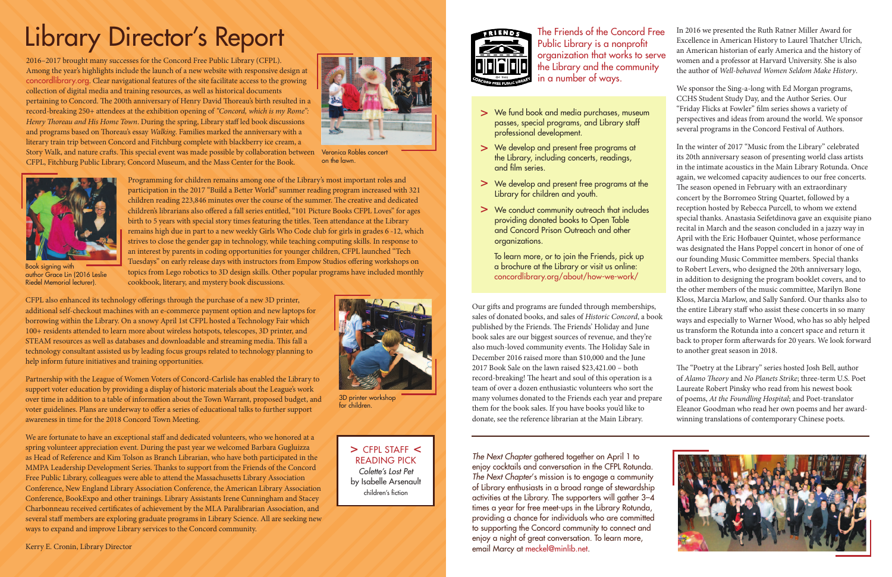# Library Director's Report

2016–2017 brought many successes for the Concord Free Public Library (CFPL). Among the year's highlights include the launch of a new website with responsive design at concordlibrary.org. Clear navigational features of the site facilitate access to the growing collection of digital media and training resources, as well as historical documents pertaining to Concord. The 200th anniversary of Henry David Thoreau's birth resulted in a record-breaking 250+ attendees at the exhibition opening of *"Concord, which is my Rome": Henry Thoreau and His Home Town*. During the spring, Library staff led book discussions and programs based on Thoreau's essay *Walking*. Families marked the anniversary with a literary train trip between Concord and Fitchburg complete with blackberry ice cream, a Story Walk, and nature crafts. This special event was made possible by collaboration between CFPL, Fitchburg Public Library, Concord Museum, and the Mass Center for the Book.

Veronica Robles concert on the lawn.

Programming for children remains among one of the Library's most important roles and participation in the 2017 "Build a Better World" summer reading program increased with 321 children reading 223,846 minutes over the course of the summer. The creative and dedicated children's librarians also offered a fall series entitled, "101 Picture Books CFPL Loves" for ages birth to 5 years with special story times featuring the titles. Teen attendance at the Library remains high due in part to a new weekly Girls Who Code club for girls in grades 6 -12, which strives to close the gender gap in technology, while teaching computing skills. In response to an interest by parents in coding opportunities for younger children, CFPL launched "Tech Tuesdays" on early release days with instructors from Empow Studios offering workshops on topics from Lego robotics to 3D design skills. Other popular programs have included monthly cookbook, literary, and mystery book discussions.

Book signing with author Grace Lin (2016 Leslie Riedel Memorial lecturer).

CFPL also enhanced its technology offerings through the purchase of a new 3D printer, additional self-checkout machines with an e-commerce payment option and new laptops for borrowing within the Library. On a snowy April 1st CFPL hosted a Technology Fair which 100+ residents attended to learn more about wireless hotspots, telescopes, 3D printer, and STEAM resources as well as databases and downloadable and streaming media. This fall a technology consultant assisted us by leading focus groups related to technology planning to help inform future initiatives and training opportunities.

3D printer workshop for children.

Partnership with the League of Women Voters of Concord-Carlisle has enabled the Library to support voter education by providing a display of historic materials about the League's work over time in addition to a table of information about the Town Warrant, proposed budget, and voter guidelines. Plans are underway to offer a series of educational talks to further support awareness in time for the 2018 Concord Town Meeting.

We are fortunate to have an exceptional staff and dedicated volunteers, who we honored at a spring volunteer appreciation event. During the past year we welcomed Barbara Gugluizza as Head of Reference and Kim Tolson as Branch Librarian, who have both participated in the MMPA Leadership Development Series. Thanks to support from the Friends of the Concord Free Public Library, colleagues were able to attend the Massachusetts Library Association Conference, New England Library Association Conference, the American Library Association Conference, BookExpo and other trainings. Library Assistants Irene Cunningham and Stacey Charbonneau received certificates of achievement by the MLA Paralibrarian Association, and several staff members are exploring graduate programs in Library Science. All are seeking new ways to expand and improve Library services to the Concord community.

Kerry E. Cronin, Library Director

> CFPL STAFF < READING PICK
> *Colette's Lost Pet*
> by Isabelle Arsenault
> children's fiction

The Friends of the Concord Free Public Library is a nonprofit organization that works to serve the Library and the community in a number of ways.

- We fund book and media purchases, museum passes, special programs, and Library staff professional development.
- We develop and present free programs at the Library, including concerts, readings, and film series.
- We develop and present free programs at the Library for children and youth.
- We conduct community outreach that includes providing donated books to Open Table and Concord Prison Outreach and other organizations.

To learn more, or to join the Friends, pick up a brochure at the Library or visit us online: concordlibrary.org/about/how-we-work/

Our gifts and programs are funded through memberships, sales of donated books, and sales of *Historic Concord*, a book published by the Friends. The Friends' Holiday and June book sales are our biggest sources of revenue, and they're also much-loved community events. The Holiday Sale in December 2016 raised more than $10,000 and the June 2017 Book Sale on the lawn raised $23,421.00 – both record-breaking! The heart and soul of this operation is a team of over a dozen enthusiastic volunteers who sort the many volumes donated to the Friends each year and prepare them for the book sales. If you have books you'd like to donate, see the reference librarian at the Main Library.

In 2016 we presented the Ruth Ratner Miller Award for Excellence in American History to Laurel Thatcher Ulrich, an American historian of early America and the history of women and a professor at Harvard University. She is also the author of *Well-behaved Women Seldom Make History*.

We sponsor the Sing-a-long with Ed Morgan programs, CCHS Student Study Day, and the Author Series. Our "Friday Flicks at Fowler" film series shows a variety of perspectives and ideas from around the world. We sponsor several programs in the Concord Festival of Authors.

In the winter of 2017 "Music from the Library" celebrated its 20th anniversary season of presenting world class artists in the intimate acoustics in the Main Library Rotunda. Once again, we welcomed capacity audiences to our free concerts. The season opened in February with an extraordinary concert by the Borromeo String Quartet, followed by a reception hosted by Rebecca Purcell, to whom we extend special thanks. Anastasia Seifetdinova gave an exquisite piano recital in March and the season concluded in a jazzy way in April with the Eric Hofbauer Quintet, whose performance was designated the Hans Poppel concert in honor of one of our founding Music Committee members. Special thanks to Robert Levers, who designed the 20th anniversary logo, in addition to designing the program booklet covers, and to the other members of the music committee, Marilyn Bone Kloss, Marcia Marlow, and Sally Sanford. Our thanks also to the entire Library staff who assist these concerts in so many ways and especially to Warner Wood, who has so ably helped us transform the Rotunda into a concert space and return it back to proper form afterwards for 20 years. We look forward to another great season in 2018.

The "Poetry at the Library" series hosted Josh Bell, author of *Alamo Theory* and *No Planets Strike*; three-term U.S. Poet Laureate Robert Pinsky who read from his newest book of poems, *At the Foundling Hospital*; and Poet-translator Eleanor Goodman who read her own poems and her award-winning translations of contemporary Chinese poets.

*The Next Chapter* gathered together on April 1 to enjoy cocktails and conversation in the CFPL Rotunda. *The Next Chapter*'s mission is to engage a community of Library enthusiasts in a broad range of stewardship activities at the Library. The supporters will gather 3–4 times a year for free meet-ups in the Library Rotunda, providing a chance for individuals who are committed to supporting the Concord community to connect and enjoy a night of great conversation. To learn more, email Marcy at meckel@minlib.net.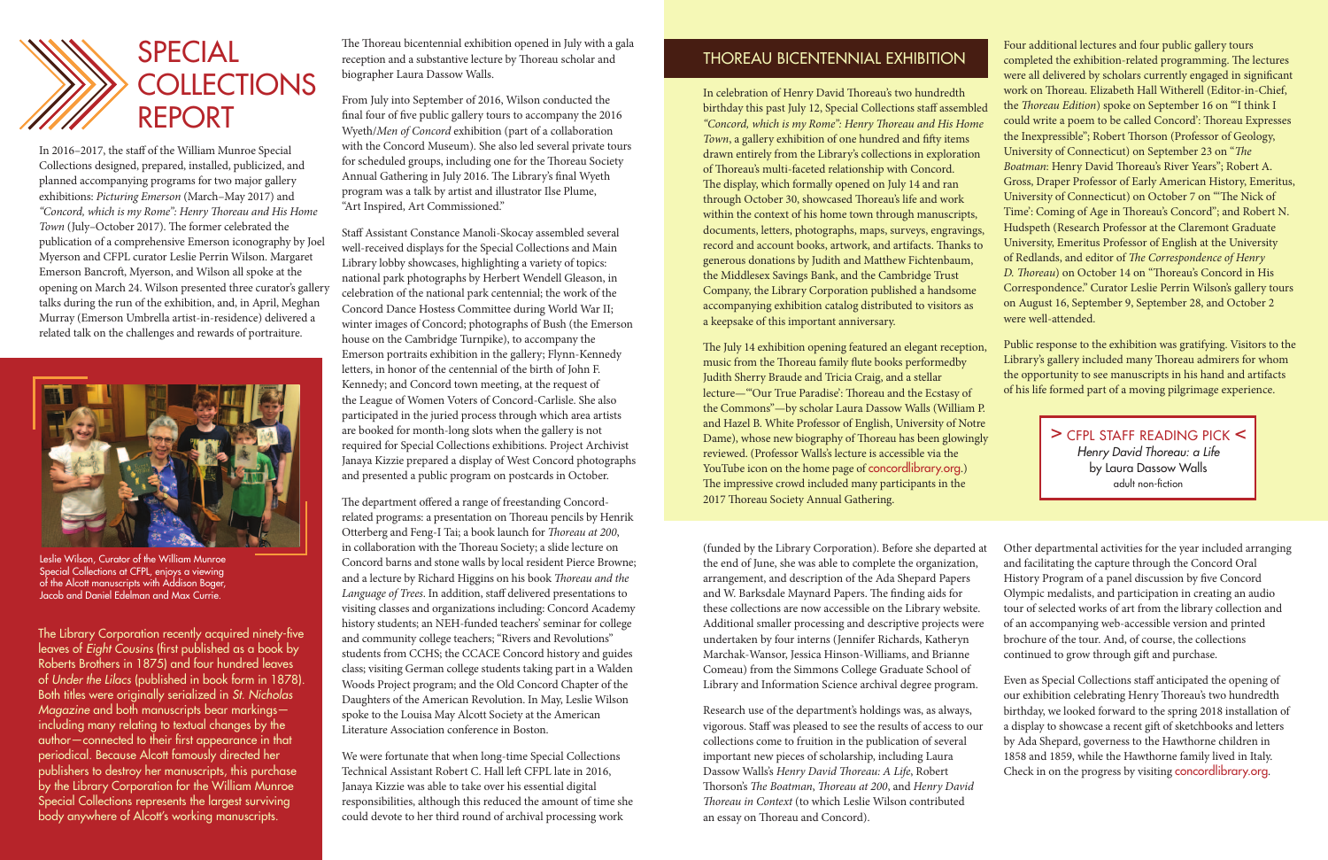# SPECIAL COLLECTIONS REPORT

In 2016–2017, the staff of the William Munroe Special Collections designed, prepared, installed, publicized, and planned accompanying programs for two major gallery exhibitions: *Picturing Emerson* (March–May 2017) and *"Concord, which is my Rome": Henry Thoreau and His Home Town* (July–October 2017). The former celebrated the publication of a comprehensive Emerson iconography by Joel Myerson and CFPL curator Leslie Perrin Wilson. Margaret Emerson Bancroft, Myerson, and Wilson all spoke at the opening on March 24. Wilson presented three curator's gallery talks during the run of the exhibition, and, in April, Meghan Murray (Emerson Umbrella artist-in-residence) delivered a related talk on the challenges and rewards of portraiture.

Leslie Wilson, Curator of the William Munroe Special Collections at CFPL, enjoys a viewing of the Alcott manuscripts with Addison Boger, Jacob and Daniel Edelman and Max Currie.

The Library Corporation recently acquired ninety-five leaves of *Eight Cousins* (first published as a book by Roberts Brothers in 1875) and four hundred leaves of *Under the Lilacs* (published in book form in 1878). Both titles were originally serialized in *St. Nicholas Magazine* and both manuscripts bear markings—including many relating to textual changes by the author—connected to their first appearance in that periodical. Because Alcott famously directed her publishers to destroy her manuscripts, this purchase by the Library Corporation for the William Munroe Special Collections represents the largest surviving body anywhere of Alcott's working manuscripts.

The Thoreau bicentennial exhibition opened in July with a gala reception and a substantive lecture by Thoreau scholar and biographer Laura Dassow Walls.

From July into September of 2016, Wilson conducted the final four of five public gallery tours to accompany the 2016 Wyeth/*Men of Concord* exhibition (part of a collaboration with the Concord Museum). She also led several private tours for scheduled groups, including one for the Thoreau Society Annual Gathering in July 2016. The Library's final Wyeth program was a talk by artist and illustrator Ilse Plume, "Art Inspired, Art Commissioned."

Staff Assistant Constance Manoli-Skocay assembled several well-received displays for the Special Collections and Main Library lobby showcases, highlighting a variety of topics: national park photographs by Herbert Wendell Gleason, in celebration of the national park centennial; the work of the Concord Dance Hostess Committee during World War II; winter images of Concord; photographs of Bush (the Emerson house on the Cambridge Turnpike), to accompany the Emerson portraits exhibition in the gallery; Flynn-Kennedy letters, in honor of the centennial of the birth of John F. Kennedy; and Concord town meeting, at the request of the League of Women Voters of Concord-Carlisle. She also participated in the juried process through which area artists are booked for month-long slots when the gallery is not required for Special Collections exhibitions. Project Archivist Janaya Kizzie prepared a display of West Concord photographs and presented a public program on postcards in October.

The department offered a range of freestanding Concord-related programs: a presentation on Thoreau pencils by Henrik Otterberg and Feng-I Tai; a book launch for *Thoreau at 200*, in collaboration with the Thoreau Society; a slide lecture on Concord barns and stone walls by local resident Pierce Browne; and a lecture by Richard Higgins on his book *Thoreau and the Language of Trees*. In addition, staff delivered presentations to visiting classes and organizations including: Concord Academy history students; an NEH-funded teachers' seminar for college and community college teachers; "Rivers and Revolutions" students from CCHS; the CCACE Concord history and guides class; visiting German college students taking part in a Walden Woods Project program; and the Old Concord Chapter of the Daughters of the American Revolution. In May, Leslie Wilson spoke to the Louisa May Alcott Society at the American Literature Association conference in Boston.

We were fortunate that when long-time Special Collections Technical Assistant Robert C. Hall left CFPL late in 2016, Janaya Kizzie was able to take over his essential digital responsibilities, although this reduced the amount of time she could devote to her third round of archival processing work (funded by the Library Corporation). Before she departed at the end of June, she was able to complete the organization, arrangement, and description of the Ada Shepard Papers and W. Barksdale Maynard Papers. The finding aids for these collections are now accessible on the Library website. Additional smaller processing and descriptive projects were undertaken by four interns (Jennifer Richards, Katheryn Marchak-Wansor, Jessica Hinson-Williams, and Brianne Comeau) from the Simmons College Graduate School of Library and Information Science archival degree program.

Research use of the department's holdings was, as always, vigorous. Staff was pleased to see the results of access to our collections come to fruition in the publication of several important new pieces of scholarship, including Laura Dassow Walls's *Henry David Thoreau: A Life*, Robert Thorson's *The Boatman*, *Thoreau at 200*, and *Henry David Thoreau in Context* (to which Leslie Wilson contributed an essay on Thoreau and Concord).

## THOREAU BICENTENNIAL EXHIBITION

In celebration of Henry David Thoreau's two hundredth birthday this past July 12, Special Collections staff assembled *"Concord, which is my Rome": Henry Thoreau and His Home Town*, a gallery exhibition of one hundred and fifty items drawn entirely from the Library's collections in exploration of Thoreau's multi-faceted relationship with Concord. The display, which formally opened on July 14 and ran through October 30, showcased Thoreau's life and work within the context of his home town through manuscripts, documents, letters, photographs, maps, surveys, engravings, record and account books, artwork, and artifacts. Thanks to generous donations by Judith and Matthew Fichtenbaum, the Middlesex Savings Bank, and the Cambridge Trust Company, the Library Corporation published a handsome accompanying exhibition catalog distributed to visitors as a keepsake of this important anniversary.

The July 14 exhibition opening featured an elegant reception, music from the Thoreau family flute books performedby Judith Sherry Braude and Tricia Craig, and a stellar lecture—"'Our True Paradise': Thoreau and the Ecstasy of the Commons"—by scholar Laura Dassow Walls (William P. and Hazel B. White Professor of English, University of Notre Dame), whose new biography of Thoreau has been glowingly reviewed. (Professor Walls's lecture is accessible via the YouTube icon on the home page of concordlibrary.org.) The impressive crowd included many participants in the 2017 Thoreau Society Annual Gathering.

Four additional lectures and four public gallery tours completed the exhibition-related programming. The lectures were all delivered by scholars currently engaged in significant work on Thoreau. Elizabeth Hall Witherell (Editor-in-Chief, the *Thoreau Edition*) spoke on September 16 on "'I think I could write a poem to be called Concord': Thoreau Expresses the Inexpressible"; Robert Thorson (Professor of Geology, University of Connecticut) on September 23 on "*The Boatman*: Henry David Thoreau's River Years"; Robert A. Gross, Draper Professor of Early American History, Emeritus, University of Connecticut) on October 7 on "'The Nick of Time': Coming of Age in Thoreau's Concord"; and Robert N. Hudspeth (Research Professor at the Claremont Graduate University, Emeritus Professor of English at the University of Redlands, and editor of *The Correspondence of Henry D. Thoreau*) on October 14 on "Thoreau's Concord in His Correspondence." Curator Leslie Perrin Wilson's gallery tours on August 16, September 9, September 28, and October 2 were well-attended.

Public response to the exhibition was gratifying. Visitors to the Library's gallery included many Thoreau admirers for whom the opportunity to see manuscripts in his hand and artifacts of his life formed part of a moving pilgrimage experience.

> CFPL STAFF READING PICK <
*Henry David Thoreau: a Life*
by Laura Dassow Walls
adult non-fiction

Other departmental activities for the year included arranging and facilitating the capture through the Concord Oral History Program of a panel discussion by five Concord Olympic medalists, and participation in creating an audio tour of selected works of art from the library collection and of an accompanying web-accessible version and printed brochure of the tour. And, of course, the collections continued to grow through gift and purchase.

Even as Special Collections staff anticipated the opening of our exhibition celebrating Henry Thoreau's two hundredth birthday, we looked forward to the spring 2018 installation of a display to showcase a recent gift of sketchbooks and letters by Ada Shepard, governess to the Hawthorne children in 1858 and 1859, while the Hawthorne family lived in Italy. Check in on the progress by visiting concordlibrary.org.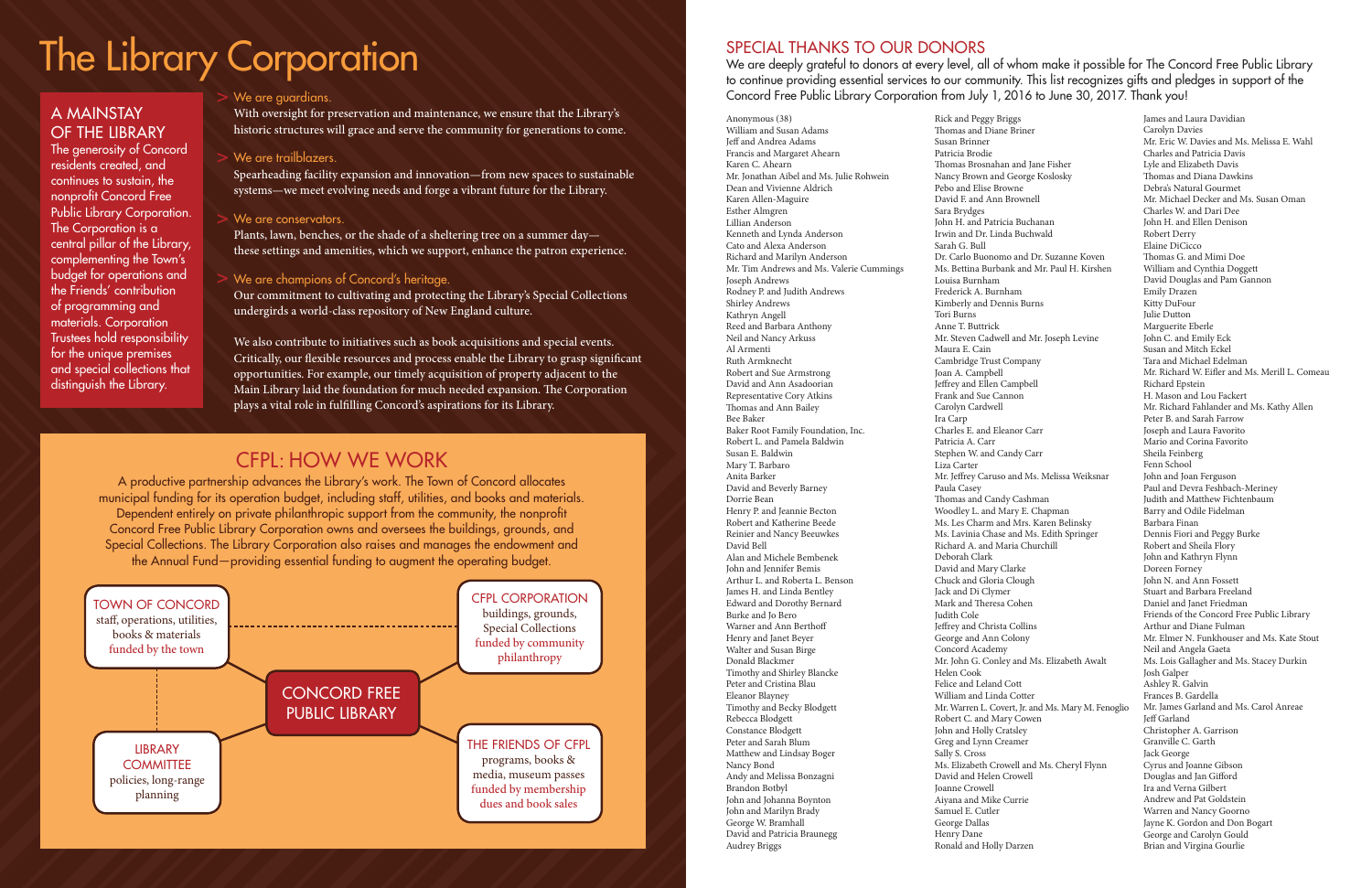# The Library Corporation

## A MAINSTAY OF THE LIBRARY

The generosity of Concord residents created, and continues to sustain, the nonprofit Concord Free Public Library Corporation. The Corporation is a central pillar of the Library, complementing the Town's budget for operations and the Friends' contribution of programming and materials. Corporation Trustees hold responsibility for the unique premises and special collections that distinguish the Library.

> We are guardians.

With oversight for preservation and maintenance, we ensure that the Library's historic structures will grace and serve the community for generations to come.

> We are trailblazers.

Spearheading facility expansion and innovation—from new spaces to sustainable systems—we meet evolving needs and forge a vibrant future for the Library.

> We are conservators.

Plants, lawn, benches, or the shade of a sheltering tree on a summer day—these settings and amenities, which we support, enhance the patron experience.

> We are champions of Concord's heritage.

Our commitment to cultivating and protecting the Library's Special Collections undergirds a world-class repository of New England culture.

We also contribute to initiatives such as book acquisitions and special events. Critically, our flexible resources and process enable the Library to grasp significant opportunities. For example, our timely acquisition of property adjacent to the Main Library laid the foundation for much needed expansion. The Corporation plays a vital role in fulfilling Concord's aspirations for its Library.

## CFPL: HOW WE WORK

A productive partnership advances the Library's work. The Town of Concord allocates municipal funding for its operation budget, including staff, utilities, and books and materials. Dependent entirely on private philanthropic support from the community, the nonprofit Concord Free Public Library Corporation owns and oversees the buildings, grounds, and Special Collections. The Library Corporation also raises and manages the endowment and the Annual Fund—providing essential funding to augment the operating budget.

**CONCORD FREE PUBLIC LIBRARY**

- **TOWN OF CONCORD** — staff, operations, utilities, books & materials; funded by the town
- **CFPL CORPORATION** — buildings, grounds, Special Collections; funded by community philanthropy
- **LIBRARY COMMITTEE** — policies, long-range planning
- **THE FRIENDS OF CFPL** — programs, books & media, museum passes; funded by membership dues and book sales

## SPECIAL THANKS TO OUR DONORS

We are deeply grateful to donors at every level, all of whom make it possible for The Concord Free Public Library to continue providing essential services to our community. This list recognizes gifts and pledges in support of the Concord Free Public Library Corporation from July 1, 2016 to June 30, 2017. Thank you!

Anonymous (38)
William and Susan Adams
Jeff and Andrea Adams
Francis and Margaret Ahearn
Karen C. Ahearn
Mr. Jonathan Aibel and Ms. Julie Rohwein
Dean and Vivienne Aldrich
Karen Allen-Maguire
Esther Almgren
Lillian Anderson
Kenneth and Lynda Anderson
Cato and Alexa Anderson
Richard and Marilyn Anderson
Mr. Tim Andrews and Ms. Valerie Cummings
Joseph Andrews
Rodney P. and Judith Andrews
Shirley Andrews
Kathryn Angell
Reed and Barbara Anthony
Neil and Nancy Arkuss
Al Armenti
Ruth Armknecht
Robert and Sue Armstrong
David and Ann Asadoorian
Representative Cory Atkins
Thomas and Ann Bailey
Bee Baker
Baker Root Family Foundation, Inc.
Robert L. and Pamela Baldwin
Susan E. Baldwin
Mary T. Barbaro
Anita Barker
David and Beverly Barney
Dorrie Bean
Henry P. and Jeannie Becton
Robert and Katherine Beede
Reinier and Nancy Beeuwkes
David Bell
Alan and Michele Bembenek
John and Jennifer Bemis
Arthur L. and Roberta L. Benson
James H. and Linda Bentley
Edward and Dorothy Bernard
Burke and Jo Bero
Warner and Ann Berthoff
Henry and Janet Beyer
Walter and Susan Birge
Donald Blackmer
Timothy and Shirley Blancke
Peter and Cristina Blau
Eleanor Blayney
Timothy and Becky Blodgett
Rebecca Blodgett
Constance Blodgett
Peter and Sarah Blum
Matthew and Lindsay Boger
Nancy Bond
Andy and Melissa Bonzagni
Brandon Botbyl
John and Johanna Boynton
John and Marilyn Brady
George W. Bramhall
David and Patricia Braunegg
Audrey Briggs
Rick and Peggy Briggs
Thomas and Diane Briner
Susan Brinner
Patricia Brodie
Thomas Brosnahan and Jane Fisher
Nancy Brown and George Koslosky
Pebo and Elise Browne
David F. and Ann Brownell
Sara Brydges
John H. and Patricia Buchanan
Irwin and Dr. Linda Buchwald
Sarah G. Bull
Dr. Carlo Buonomo and Dr. Suzanne Koven
Ms. Bettina Burbank and Mr. Paul H. Kirshen
Louisa Burnham
Frederick A. Burnham
Kimberly and Dennis Burns
Tori Burns
Anne T. Buttrick
Mr. Steven Cadwell and Mr. Joseph Levine
Maura E. Cain
Cambridge Trust Company
Joan A. Campbell
Jeffrey and Ellen Campbell
Frank and Sue Cannon
Carolyn Cardwell
Ira Carp
Charles E. and Eleanor Carr
Patricia A. Carr
Stephen W. and Candy Carr
Liza Carter
Mr. Jeffrey Caruso and Ms. Melissa Weiksnar
Paula Casey
Thomas and Candy Cashman
Woodley L. and Mary E. Chapman
Ms. Les Charm and Mrs. Karen Belinsky
Ms. Lavinia Chase and Ms. Edith Springer
Richard A. and Maria Churchill
Deborah Clark
David and Mary Clarke
Chuck and Gloria Clough
Jack and Di Clymer
Mark and Theresa Cohen
Judith Cole
Jeffrey and Christa Collins
George and Ann Colony
Concord Academy
Mr. John G. Conley and Ms. Elizabeth Awalt
Helen Cook
Felice and Leland Cott
William and Linda Cotter
Mr. Warren L. Covert, Jr. and Ms. Mary M. Fenoglio
Robert C. and Mary Cowen
John and Holly Cratsley
Greg and Lynn Creamer
Sally S. Cross
Ms. Elizabeth Crowell and Ms. Cheryl Flynn
David and Helen Crowell
Joanne Crowell
Aiyana and Mike Currie
Samuel E. Cutler
George Dallas
Henry Dane
Ronald and Holly Darzen
James and Laura Davidian
Carolyn Davies
Mr. Eric W. Davies and Ms. Melissa E. Wahl
Charles and Patricia Davis
Lyle and Elizabeth Davis
Thomas and Diana Dawkins
Debra's Natural Gourmet
Mr. Michael Decker and Ms. Susan Oman
Charles W. and Dari Dee
John H. and Ellen Denison
Robert Derry
Elaine DiCicco
Thomas G. and Mimi Doe
William and Cynthia Doggett
David Douglas and Pam Gannon
Emily Drazen
Kitty DuFour
Julie Dutton
Marguerite Eberle
John C. and Emily Eck
Susan and Mitch Eckel
Tara and Michael Edelman
Mr. Richard W. Eifler and Ms. Merill L. Comeau
Richard Epstein
H. Mason and Lou Fackert
Mr. Richard Fahlander and Ms. Kathy Allen
Peter B. and Sarah Farrow
Joseph and Laura Favorito
Mario and Corina Favorito
Sheila Feinberg
Fenn School
John and Joan Ferguson
Paul and Devra Feshbach-Meriney
Judith and Matthew Fichtenbaum
Barry and Odile Fidelman
Barbara Finan
Dennis Fiori and Peggy Burke
Robert and Sheila Flory
John and Kathryn Flynn
Doreen Forney
John N. and Ann Fossett
Stuart and Barbara Freeland
Daniel and Janet Friedman
Friends of the Concord Free Public Library
Arthur and Diane Fulman
Mr. Elmer N. Funkhouser and Ms. Kate Stout
Neil and Angela Gaeta
Ms. Lois Gallagher and Ms. Stacey Durkin
Josh Galper
Ashley R. Galvin
Frances B. Gardella
Mr. James Garland and Ms. Carol Anreae
Jeff Garland
Christopher A. Garrison
Granville C. Garth
Jack George
Cyrus and Joanne Gibson
Douglas and Jan Gifford
Ira and Verna Gilbert
Andrew and Pat Goldstein
Warren and Nancy Goorno
Jayne K. Gordon and Don Bogart
George and Carolyn Gould
Brian and Virgina Gourlie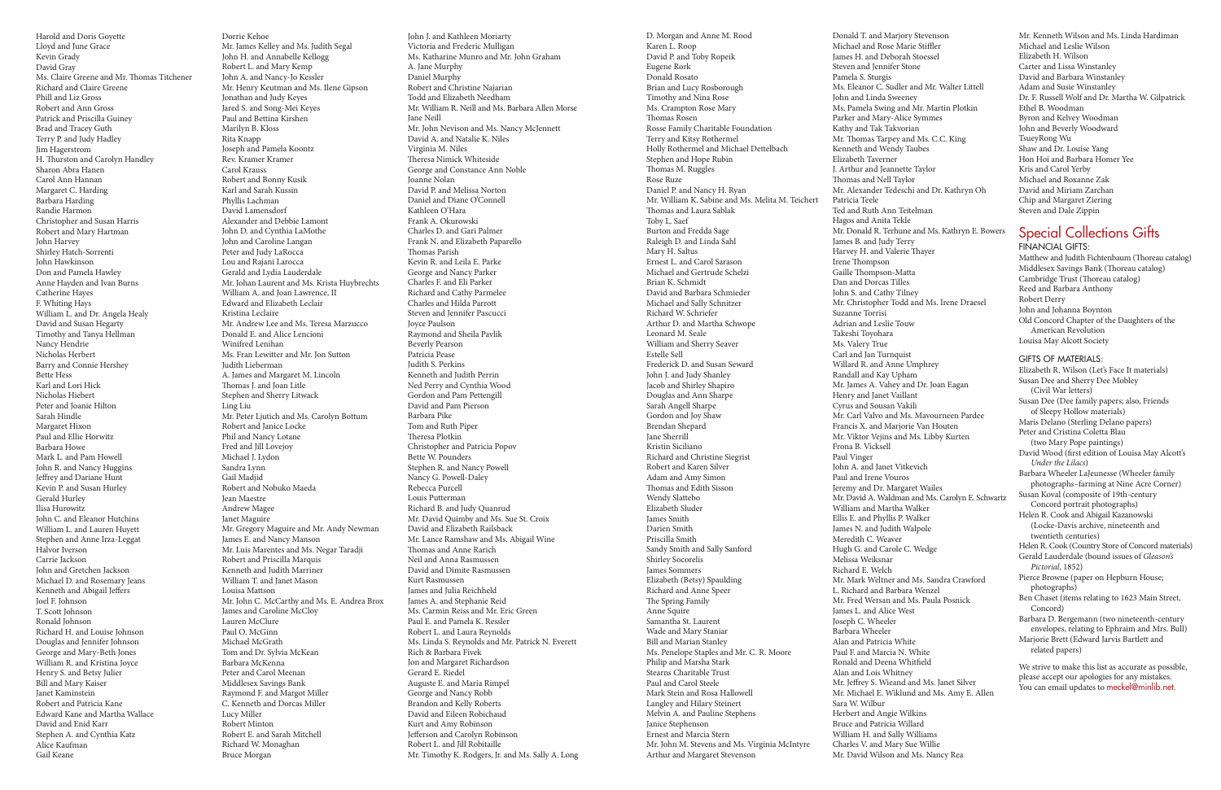Harold and Doris Goyette
Lloyd and June Grace
Kevin Grady
David Gray
Ms. Claire Greene and Mr. Thomas Titchener
Richard and Claire Greene
Phill and Liz Gross
Robert and Ann Gross
Patrick and Priscilla Guiney
Brad and Tracey Guth
Terry P. and Judy Hadley
Jim Hagerstrom
H. Thurston and Carolyn Handley
Sharon Abra Hanen
Carol Ann Hannan
Margaret C. Harding
Barbara Harding
Randie Harmon
Christopher and Susan Harris
Robert and Mary Hartman
John Harvey
Shirley Hatch-Sorrenti
John Hawkinson
Don and Pamela Hawley
Anne Hayden and Ivan Burns
Catherine Hayes
F. Whiting Hays
William L. and Dr. Angela Healy
David and Susan Hegarty
Timothy and Tanya Hellman
Nancy Hendrie
Nicholas Herbert
Barry and Connie Hershey
Bette Hess
Karl and Lori Hick
Nicholas Hiebert
Peter and Joanie Hilton
Sarah Hindle
Margaret Hixon
Paul and Ellie Horwitz
Barbara Howe
Mark L. and Pam Howell
John R. and Nancy Huggins
Jeffrey and Dariane Hunt
Kevin P. and Susan Hurley
Gerald Hurley
Ilisa Hurowitz
John C. and Eleanor Hutchins
William L. and Lauren Huyett
Stephen and Anne Irza-Leggat
Halvor Iverson
Carrie Jackson
John and Gretchen Jackson
Michael D. and Rosemary Jeans
Kenneth and Abigail Jeffers
Joel F. Johnson
T. Scott Johnson
Ronald Johnson
Richard H. and Louise Johnson
Douglas and Jennifer Johnson
George and Mary-Beth Jones
William R. and Kristina Joyce
Henry S. and Betsy Julier
Bill and Mary Kaiser
Janet Kaminstein
Robert and Patricia Kane
Edward Kane and Martha Wallace
David and Enid Karr
Stephen A. and Cynthia Katz
Alice Kaufman
Gail Keane

Dorrie Kehoe
Mr. James Kelley and Ms. Judith Segal
John H. and Annabelle Kellogg
Robert L. and Mary Kemp
John A. and Nancy-Jo Kessler
Mr. Henry Keutman and Ms. Ilene Gipson
Jonathan and Judy Keyes
Jared S. and Song-Mei Keyes
Paul and Bettina Kirshen
Marilyn B. Kloss
Rita Knapp
Joseph and Pamela Koontz
Rev. Kramer Kramer
Carol Krauss
Robert and Bonny Kusik
Karl and Sarah Kussin
Phyllis Lachman
David Lamensdorf
Alexander and Debbie Lamont
John D. and Cynthia LaMothe
John and Caroline Langan
Peter and Judy LaRocca
Lou and Rajani Larocca
Gerald and Lydia Lauderdale
Mr. Johan Laurent and Ms. Krista Huybrechts
William A. and Joan Lawrence, II
Edward and Elizabeth Leclair
Kristina Leclaire
Mr. Andrew Lee and Ms. Teresa Marzucco
Donald E. and Alice Lencioni
Winifred Lenihan
Ms. Fran Lewitter and Mr. Jon Sutton
Judith Lieberman
A. James and Margaret M. Lincoln
Thomas J. and Joan Litle
Stephen and Sherry Litwack
Ling Liu
Mr. Peter Ljutich and Ms. Carolyn Bottum
Robert and Janice Locke
Phil and Nancy Lotane
Fred and Jill Lovejoy
Michael J. Lydon
Sandra Lynn
Gail Madjid
Robert and Nobuko Maeda
Jean Maestre
Andrew Magee
Janet Maguire
Mr. Gregory Maguire and Mr. Andy Newman
James E. and Nancy Manson
Mr. Luis Marentes and Ms. Negar Taradji
Robert and Priscilla Marquis
Kenneth and Judith Marriner
William T. and Janet Mason
Louisa Mattson
Mr. John C. McCarthy and Ms. E. Andrea Brox
James and Caroline McCloy
Lauren McClure
Paul O. McGinn
Michael McGrath
Tom and Dr. Sylvia McKean
Barbara McKenna
Peter and Carol Meenan
Middlesex Savings Bank
Raymond F. and Margot Miller
C. Kenneth and Dorcas Miller
Lucy Miller
Robert Minton
Robert E. and Sarah Mitchell
Richard W. Monaghan
Bruce Morgan

John J. and Kathleen Moriarty
Victoria and Frederic Mulligan
Ms. Katharine Munro and Mr. John Graham
A. Jane Murphy
Daniel Murphy
Robert and Christine Najarian
Todd and Elizabeth Needham
Mr. William R. Neill and Ms. Barbara Allen Morse
Jane Neill
Mr. John Nevison and Ms. Nancy McJennett
David A. and Natalie K. Niles
Virginia M. Niles
Theresa Nimick Whiteside
George and Constance Ann Noble
Joanne Nolan
David P. and Melissa Norton
Daniel and Diane O'Connell
Kathleen O'Hara
Frank A. Okurowski
Charles D. and Gari Palmer
Frank N. and Elizabeth Paparello
Thomas Parish
Kevin R. and Leila E. Parke
George and Nancy Parker
Charles F. and Eli Parker
Richard and Cathy Parmelee
Charles and Hilda Parrott
Steven and Jennifer Pascucci
Joyce Paulson
Raymond and Sheila Pavlik
Beverly Pearson
Patricia Pease
Judith S. Perkins
Kenneth and Judith Perrin
Ned Perry and Cynthia Wood
Gordon and Pam Pettengill
David and Pam Pierson
Barbara Pike
Tom and Ruth Piper
Theresa Plotkin
Christopher and Patricia Popov
Bette W. Pounders
Stephen R. and Nancy Powell
Nancy G. Powell-Daley
Rebecca Purcell
Louis Putterman
Richard B. and Judy Quanrud
Mr. David Quimby and Ms. Sue St. Croix
David and Elizabeth Railsback
Mr. Lance Ramshaw and Ms. Abigail Wine
Thomas and Anne Rarich
Neil and Anna Rasmussen
David and Dimite Rasmussen
Kurt Rasmussen
James and Julia Reichheld
James A. and Stephanie Reid
Ms. Carmin Reiss and Mr. Eric Green
Paul E. and Pamela K. Ressler
Robert L. and Laura Reynolds
Ms. Linda S. Reynolds and Mr. Patrick N. Everett
Rich & Barbara Fivek
Jon and Margaret Richardson
Gerard E. Riedel
Auguste E. and Maria Rimpel
George and Nancy Robb
Brandon and Kelly Roberts
David and Eileen Robichaud
Kurt and Amy Robinson
Jefferson and Carolyn Robinson
Robert L. and Jill Robitaille
Mr. Timothy K. Rodgers, Jr. and Ms. Sally A. Long

D. Morgan and Anne M. Rood
Karen L. Roop
David P. and Toby Ropeik
Eugene Rork
Donald Rosato
Brian and Lucy Rosborough
Timothy and Nina Rose
Ms. Crampton Rose Mary
Thomas Rosen
Rosse Family Charitable Foundation
Terry and Kitsy Rothermel
Holly Rothermel and Michael Dettelbach
Stephen and Hope Rubin
Thomas M. Ruggles
Rose Ruze
Daniel P. and Nancy H. Ryan
Mr. William K. Sabine and Ms. Melita M. Teichert
Thomas and Laura Sablak
Toby L. Saef
Burton and Fredda Sage
Raleigh D. and Linda Sahl
Mary H. Saltus
Ernest L. and Carol Sarason
Michael and Gertrude Schelzi
Brian K. Schmidt
David and Barbara Schmieder
Michael and Sally Schnitzer
Richard W. Schriefer
Arthur D. and Martha Schwope
Leonard M. Seale
William and Sherry Seaver
Estelle Sell
Frederick D. and Susan Seward
John J. and Judy Shanley
Jacob and Shirley Shapiro
Douglas and Ann Sharpe
Sarah Angell Sharpe
Gordon and Joy Shaw
Brendan Shepard
Jane Sherrill
Kristin Siciliano
Richard and Christine Siegrist
Robert and Karen Silver
Adam and Amy Simon
Thomas and Edith Sisson
Wendy Slattebo
Elizabeth Sluder
James Smith
Darien Smith
Priscilla Smith
Sandy Smith and Sally Sanford
Shirley Socorelis
James Sommers
Elizabeth (Betsy) Spaulding
Richard and Anne Speer
The Spring Family
Anne Squire
Samantha St. Laurent
Wade and Mary Staniar
Bill and Marian Stanley
Ms. Penelope Staples and Mr. C. R. Moore
Philip and Marsha Stark
Stearns Charitable Trust
Paul and Carol Steele
Mark Stein and Rosa Hallowell
Langley and Hilary Steinert
Melvin A. and Pauline Stephens
Janice Stephenson
Ernest and Marcia Stern
Mr. John M. Stevens and Ms. Virginia McIntyre
Arthur and Margaret Stevenson

Donald T. and Marjory Stevenson
Michael and Rose Marie Stiffler
James H. and Deborah Stoessel
Steven and Jennifer Stone
Pamela S. Sturgis
Ms. Eleanor C. Sudler and Mr. Walter Littell
John and Linda Sweeney
Ms. Pamela Swing and Mr. Martin Plotkin
Parker and Mary-Alice Symmes
Kathy and Tak Takvorian
Mr. Thomas Tarpey and Ms. C.C. King
Kenneth and Wendy Taubes
Elizabeth Taverner
J. Arthur and Jeannette Taylor
Thomas and Nell Taylor
Mr. Alexander Tedeschi and Dr. Kathryn Oh
Patricia Teele
Ted and Ruth Ann Teitelman
Hagos and Anita Tekle
Mr. Donald R. Terhune and Ms. Kathryn E. Bowers
James B. and Judy Terry
Harvey H. and Valerie Thayer
Irene Thompson
Gaille Thompson-Matta
Dan and Dorcas Tilles
John S. and Cathy Tilney
Mr. Christopher Todd and Ms. Irene Draesel
Suzanne Torrisi
Adrian and Leslie Touw
Takeshi Toyohara
Ms. Valery True
Carl and Jan Turnquist
Willard R. and Anne Umphrey
Randall and Kay Upham
Mr. James A. Vahey and Dr. Joan Eagan
Henry and Janet Vaillant
Cyrus and Sousan Vakili
Mr. Carl Valvo and Ms. Mavourneen Pardee
Francis X. and Marjorie Van Houten
Mr. Viktor Vejins and Ms. Libby Kurten
Frona B. Vicksell
Paul Vinger
John A. and Janet Vitkevich
Paul and Irene Vouros
Jeremy and Dr. Margaret Wailes
Mr. David A. Waldman and Ms. Carolyn E. Schwartz
William and Martha Walker
Ellis E. and Phyllis P. Walker
James N. and Judith Walpole
Meredith C. Weaver
Hugh G. and Carole C. Wedge
Melissa Weiksnar
Richard E. Welch
Mr. Mark Weltner and Ms. Sandra Crawford
L. Richard and Barbara Wenzel
Mr. Fred Wersan and Ms. Paula Posnick
James L. and Alice West
Joseph C. Wheeler
Barbara Wheeler
Alan and Patricia White
Paul F. and Marcia N. White
Ronald and Deena Whitfield
Alan and Lois Whitney
Mr. Jeffrey S. Wieand and Ms. Janet Silver
Mr. Michael E. Wiklund and Ms. Amy E. Allen
Sara W. Wilbur
Herbert and Angie Wilkins
Bruce and Patricia Willard
William H. and Sally Williams
Charles V. and Mary Sue Willie
Mr. David Wilson and Ms. Nancy Rea

Mr. Kenneth Wilson and Ms. Linda Hardiman
Michael and Leslie Wilson
Elizabeth H. Wilson
Carter and Lissa Winstanley
David and Barbara Winstanley
Adam and Susie Winstanley
Dr. F. Russell Wolf and Dr. Martha W. Gilpatrick
Ethel B. Woodman
Byron and Kelvey Woodman
John and Beverly Woodward
TsueyRong Wu
Shaw and Dr. Louise Yang
Hon Hoi and Barbara Homer Yee
Kris and Carol Yerby
Michael and Roxanne Zak
David and Miriam Zarchan
Chip and Margaret Ziering
Steven and Dale Zippin

## Special Collections Gifts

FINANCIAL GIFTS:

Matthew and Judith Fichtenbaum (Thoreau catalog)
Middlesex Savings Bank (Thoreau catalog)
Cambridge Trust (Thoreau catalog)
Reed and Barbara Anthony
Robert Derry
John and Johanna Boynton
Old Concord Chapter of the Daughters of the American Revolution
Louisa May Alcott Society

GIFTS OF MATERIALS:

Elizabeth R. Wilson (Let's Face It materials)
Susan Dee and Sherry Dee Mobley (Civil War letters)
Susan Dee (Dee family papers; also, Friends of Sleepy Hollow materials)
Maris Delano (Sterling Delano papers)
Peter and Cristina Coletta Blau (two Mary Pope paintings)
David Wood (first edition of Louisa May Alcott's *Under the Lilacs*)
Barbara Wheeler LaJeunesse (Wheeler family photographs–farming at Nine Acre Corner)
Susan Koval (composite of 19th-century Concord portrait photographs)
Helen R. Cook and Abigail Kazanowski (Locke-Davis archive, nineteenth and twentieth centuries)
Helen R. Cook (Country Store of Concord materials)
Gerald Lauderdale (bound issues of *Gleason's Pictorial*, 1852)
Pierce Browne (paper on Hepburn House; photographs)
Ben Chaset (items relating to 1623 Main Street, Concord)
Barbara D. Bergemann (two nineteenth-century envelopes, relating to Ephraim and Mrs. Bull)
Marjorie Brett (Edward Jarvis Bartlett and related papers)

We strive to make this list as accurate as possible, please accept our apologies for any mistakes. You can email updates to meckel@minlib.net.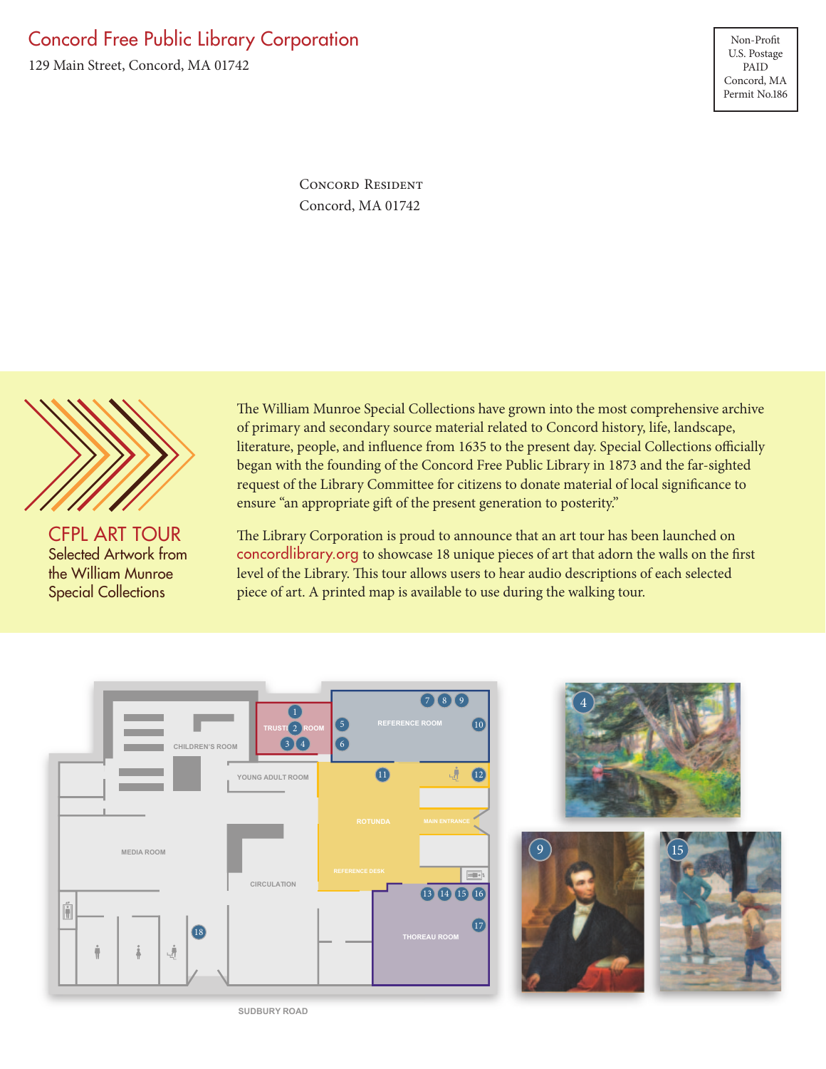Concord Free Public Library Corporation

129 Main Street, Concord, MA 01742

Non-Profit
U.S. Postage
PAID
Concord, MA
Permit No.186

Concord Resident
Concord, MA 01742

## CFPL ART TOUR

Selected Artwork from the William Munroe Special Collections

The William Munroe Special Collections have grown into the most comprehensive archive of primary and secondary source material related to Concord history, life, landscape, literature, people, and influence from 1635 to the present day. Special Collections officially began with the founding of the Concord Free Public Library in 1873 and the far-sighted request of the Library Committee for citizens to donate material of local significance to ensure "an appropriate gift of the present generation to posterity."

The Library Corporation is proud to announce that an art tour has been launched on concordlibrary.org to showcase 18 unique pieces of art that adorn the walls on the first level of the Library. This tour allows users to hear audio descriptions of each selected piece of art. A printed map is available to use during the walking tour.

CHILDREN'S ROOM
TRUSTEES ROOM
REFERENCE ROOM
YOUNG ADULT ROOM
ROTUNDA
MAIN ENTRANCE
MEDIA ROOM
REFERENCE DESK
CIRCULATION
THOREAU ROOM
SUDBURY ROAD

1 2 3 4 5 6 7 8 9 10 11 12 13 14 15 16 17 18

4

9

15